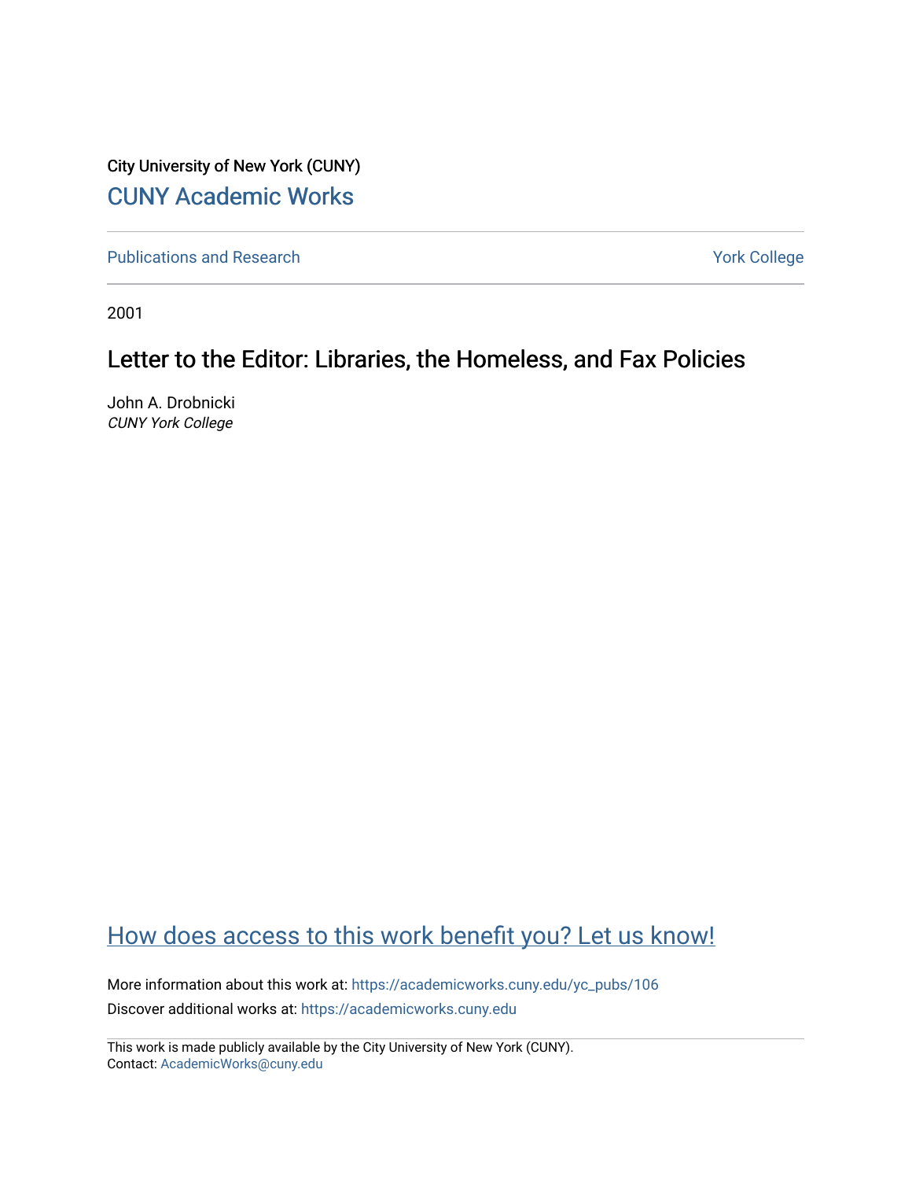City University of New York (CUNY)

[CUNY Academic Works](https://academicworks.cuny.edu)

---

Publications and Research | York College

---

2001

# Letter to the Editor: Libraries, the Homeless, and Fax Policies

John A. Drobnicki
*CUNY York College*

[How does access to this work benefit you? Let us know!](#)

More information about this work at: https://academicworks.cuny.edu/yc_pubs/106

Discover additional works at: https://academicworks.cuny.edu

---

This work is made publicly available by the City University of New York (CUNY).
Contact: AcademicWorks@cuny.edu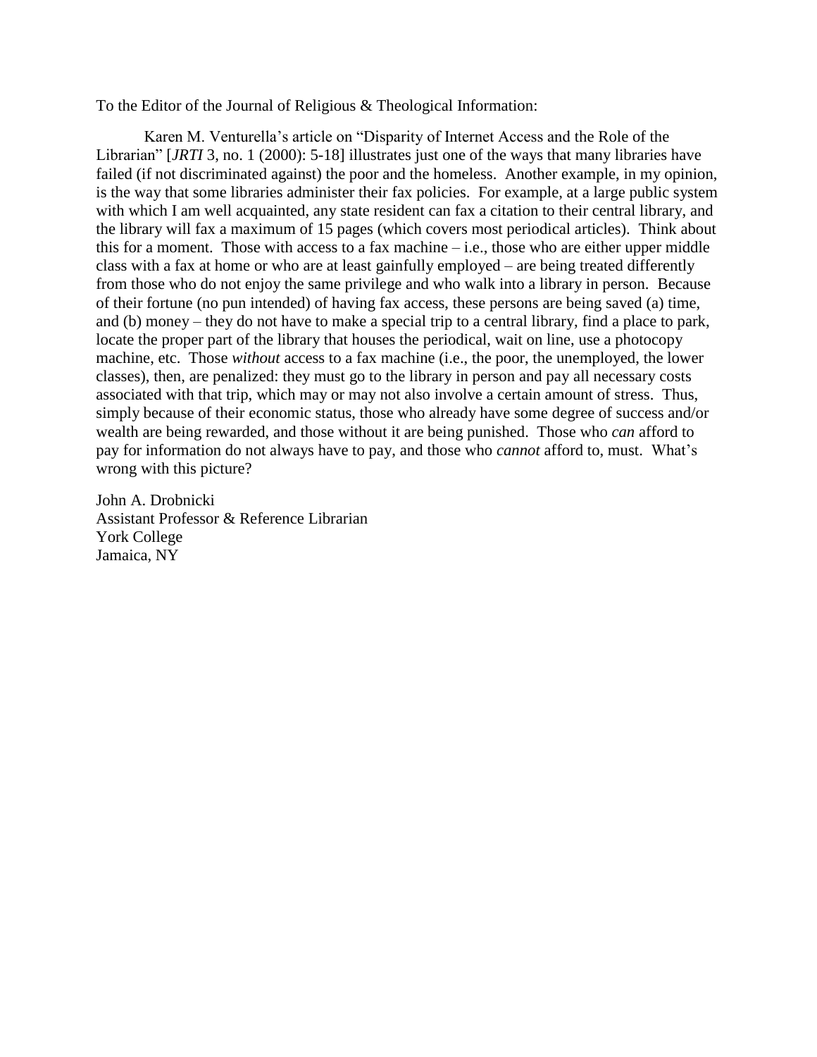To the Editor of the Journal of Religious & Theological Information:

Karen M. Venturella's article on "Disparity of Internet Access and the Role of the Librarian" [*JRTI* 3, no. 1 (2000): 5-18] illustrates just one of the ways that many libraries have failed (if not discriminated against) the poor and the homeless. Another example, in my opinion, is the way that some libraries administer their fax policies. For example, at a large public system with which I am well acquainted, any state resident can fax a citation to their central library, and the library will fax a maximum of 15 pages (which covers most periodical articles). Think about this for a moment. Those with access to a fax machine – i.e., those who are either upper middle class with a fax at home or who are at least gainfully employed – are being treated differently from those who do not enjoy the same privilege and who walk into a library in person. Because of their fortune (no pun intended) of having fax access, these persons are being saved (a) time, and (b) money – they do not have to make a special trip to a central library, find a place to park, locate the proper part of the library that houses the periodical, wait on line, use a photocopy machine, etc. Those *without* access to a fax machine (i.e., the poor, the unemployed, the lower classes), then, are penalized: they must go to the library in person and pay all necessary costs associated with that trip, which may or may not also involve a certain amount of stress. Thus, simply because of their economic status, those who already have some degree of success and/or wealth are being rewarded, and those without it are being punished. Those who *can* afford to pay for information do not always have to pay, and those who *cannot* afford to, must. What's wrong with this picture?

John A. Drobnicki
Assistant Professor & Reference Librarian
York College
Jamaica, NY